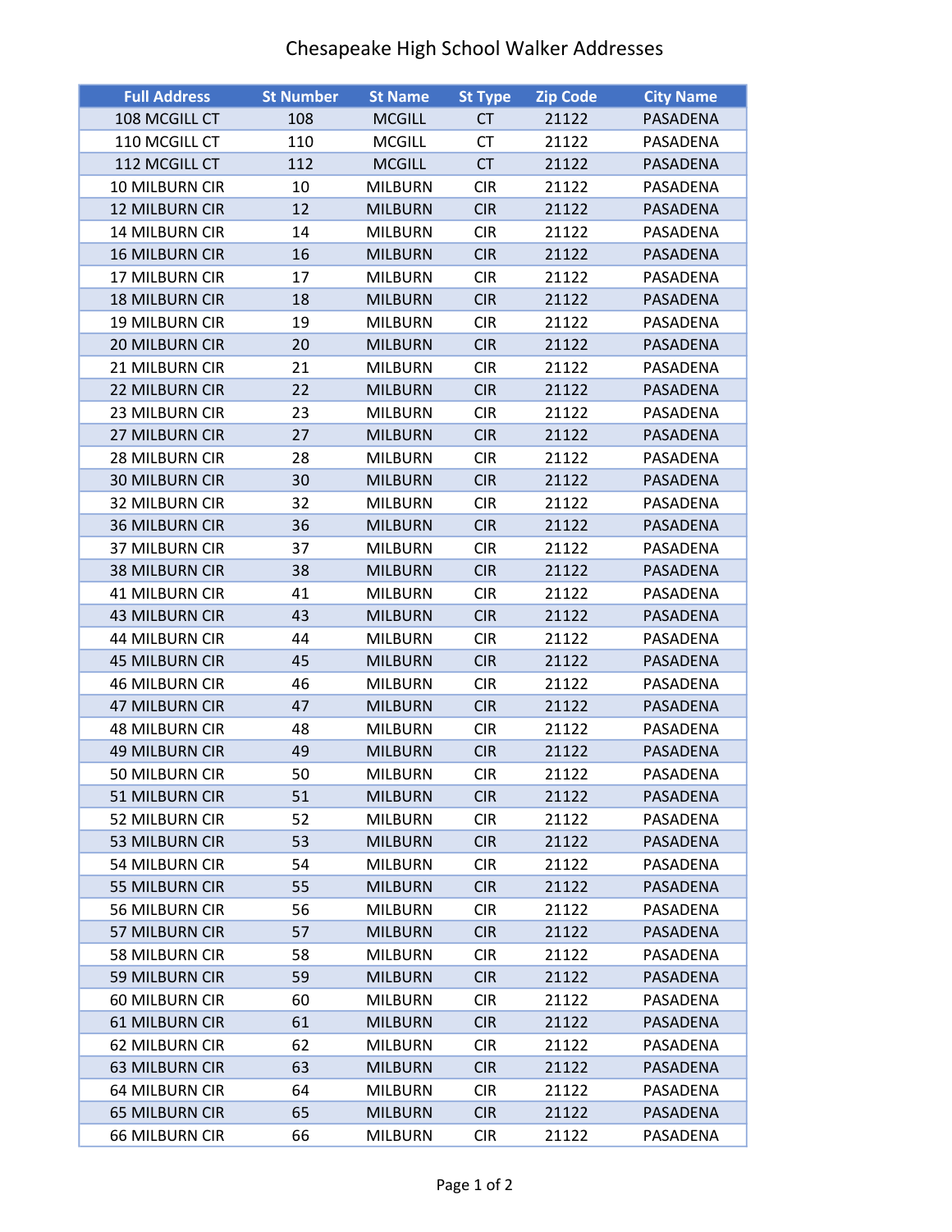# Chesapeake High School Walker Addresses

| Full Address | St Number | St Name | St Type | Zip Code | City Name |
|---|---|---|---|---|---|
| 108 MCGILL CT | 108 | MCGILL | CT | 21122 | PASADENA |
| 110 MCGILL CT | 110 | MCGILL | CT | 21122 | PASADENA |
| 112 MCGILL CT | 112 | MCGILL | CT | 21122 | PASADENA |
| 10 MILBURN CIR | 10 | MILBURN | CIR | 21122 | PASADENA |
| 12 MILBURN CIR | 12 | MILBURN | CIR | 21122 | PASADENA |
| 14 MILBURN CIR | 14 | MILBURN | CIR | 21122 | PASADENA |
| 16 MILBURN CIR | 16 | MILBURN | CIR | 21122 | PASADENA |
| 17 MILBURN CIR | 17 | MILBURN | CIR | 21122 | PASADENA |
| 18 MILBURN CIR | 18 | MILBURN | CIR | 21122 | PASADENA |
| 19 MILBURN CIR | 19 | MILBURN | CIR | 21122 | PASADENA |
| 20 MILBURN CIR | 20 | MILBURN | CIR | 21122 | PASADENA |
| 21 MILBURN CIR | 21 | MILBURN | CIR | 21122 | PASADENA |
| 22 MILBURN CIR | 22 | MILBURN | CIR | 21122 | PASADENA |
| 23 MILBURN CIR | 23 | MILBURN | CIR | 21122 | PASADENA |
| 27 MILBURN CIR | 27 | MILBURN | CIR | 21122 | PASADENA |
| 28 MILBURN CIR | 28 | MILBURN | CIR | 21122 | PASADENA |
| 30 MILBURN CIR | 30 | MILBURN | CIR | 21122 | PASADENA |
| 32 MILBURN CIR | 32 | MILBURN | CIR | 21122 | PASADENA |
| 36 MILBURN CIR | 36 | MILBURN | CIR | 21122 | PASADENA |
| 37 MILBURN CIR | 37 | MILBURN | CIR | 21122 | PASADENA |
| 38 MILBURN CIR | 38 | MILBURN | CIR | 21122 | PASADENA |
| 41 MILBURN CIR | 41 | MILBURN | CIR | 21122 | PASADENA |
| 43 MILBURN CIR | 43 | MILBURN | CIR | 21122 | PASADENA |
| 44 MILBURN CIR | 44 | MILBURN | CIR | 21122 | PASADENA |
| 45 MILBURN CIR | 45 | MILBURN | CIR | 21122 | PASADENA |
| 46 MILBURN CIR | 46 | MILBURN | CIR | 21122 | PASADENA |
| 47 MILBURN CIR | 47 | MILBURN | CIR | 21122 | PASADENA |
| 48 MILBURN CIR | 48 | MILBURN | CIR | 21122 | PASADENA |
| 49 MILBURN CIR | 49 | MILBURN | CIR | 21122 | PASADENA |
| 50 MILBURN CIR | 50 | MILBURN | CIR | 21122 | PASADENA |
| 51 MILBURN CIR | 51 | MILBURN | CIR | 21122 | PASADENA |
| 52 MILBURN CIR | 52 | MILBURN | CIR | 21122 | PASADENA |
| 53 MILBURN CIR | 53 | MILBURN | CIR | 21122 | PASADENA |
| 54 MILBURN CIR | 54 | MILBURN | CIR | 21122 | PASADENA |
| 55 MILBURN CIR | 55 | MILBURN | CIR | 21122 | PASADENA |
| 56 MILBURN CIR | 56 | MILBURN | CIR | 21122 | PASADENA |
| 57 MILBURN CIR | 57 | MILBURN | CIR | 21122 | PASADENA |
| 58 MILBURN CIR | 58 | MILBURN | CIR | 21122 | PASADENA |
| 59 MILBURN CIR | 59 | MILBURN | CIR | 21122 | PASADENA |
| 60 MILBURN CIR | 60 | MILBURN | CIR | 21122 | PASADENA |
| 61 MILBURN CIR | 61 | MILBURN | CIR | 21122 | PASADENA |
| 62 MILBURN CIR | 62 | MILBURN | CIR | 21122 | PASADENA |
| 63 MILBURN CIR | 63 | MILBURN | CIR | 21122 | PASADENA |
| 64 MILBURN CIR | 64 | MILBURN | CIR | 21122 | PASADENA |
| 65 MILBURN CIR | 65 | MILBURN | CIR | 21122 | PASADENA |
| 66 MILBURN CIR | 66 | MILBURN | CIR | 21122 | PASADENA |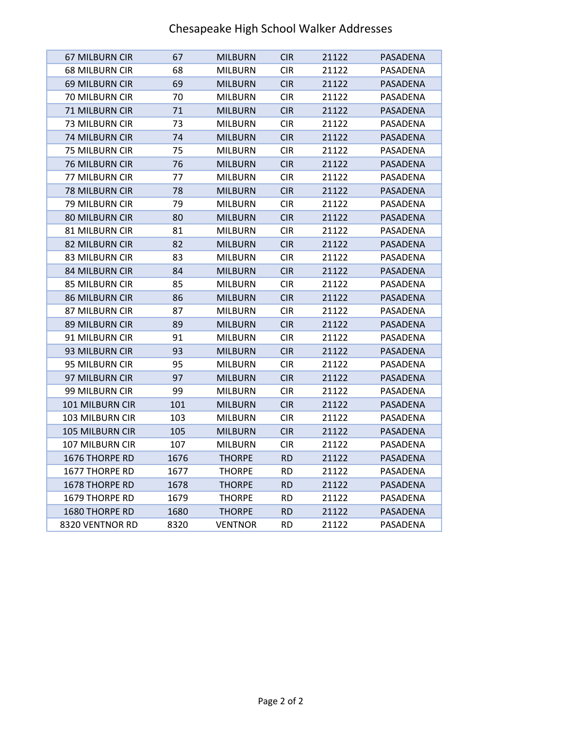# Chesapeake High School Walker Addresses

| | | | | | |
|---|---|---|---|---|---|
| 67 MILBURN CIR | 67 | MILBURN | CIR | 21122 | PASADENA |
| 68 MILBURN CIR | 68 | MILBURN | CIR | 21122 | PASADENA |
| 69 MILBURN CIR | 69 | MILBURN | CIR | 21122 | PASADENA |
| 70 MILBURN CIR | 70 | MILBURN | CIR | 21122 | PASADENA |
| 71 MILBURN CIR | 71 | MILBURN | CIR | 21122 | PASADENA |
| 73 MILBURN CIR | 73 | MILBURN | CIR | 21122 | PASADENA |
| 74 MILBURN CIR | 74 | MILBURN | CIR | 21122 | PASADENA |
| 75 MILBURN CIR | 75 | MILBURN | CIR | 21122 | PASADENA |
| 76 MILBURN CIR | 76 | MILBURN | CIR | 21122 | PASADENA |
| 77 MILBURN CIR | 77 | MILBURN | CIR | 21122 | PASADENA |
| 78 MILBURN CIR | 78 | MILBURN | CIR | 21122 | PASADENA |
| 79 MILBURN CIR | 79 | MILBURN | CIR | 21122 | PASADENA |
| 80 MILBURN CIR | 80 | MILBURN | CIR | 21122 | PASADENA |
| 81 MILBURN CIR | 81 | MILBURN | CIR | 21122 | PASADENA |
| 82 MILBURN CIR | 82 | MILBURN | CIR | 21122 | PASADENA |
| 83 MILBURN CIR | 83 | MILBURN | CIR | 21122 | PASADENA |
| 84 MILBURN CIR | 84 | MILBURN | CIR | 21122 | PASADENA |
| 85 MILBURN CIR | 85 | MILBURN | CIR | 21122 | PASADENA |
| 86 MILBURN CIR | 86 | MILBURN | CIR | 21122 | PASADENA |
| 87 MILBURN CIR | 87 | MILBURN | CIR | 21122 | PASADENA |
| 89 MILBURN CIR | 89 | MILBURN | CIR | 21122 | PASADENA |
| 91 MILBURN CIR | 91 | MILBURN | CIR | 21122 | PASADENA |
| 93 MILBURN CIR | 93 | MILBURN | CIR | 21122 | PASADENA |
| 95 MILBURN CIR | 95 | MILBURN | CIR | 21122 | PASADENA |
| 97 MILBURN CIR | 97 | MILBURN | CIR | 21122 | PASADENA |
| 99 MILBURN CIR | 99 | MILBURN | CIR | 21122 | PASADENA |
| 101 MILBURN CIR | 101 | MILBURN | CIR | 21122 | PASADENA |
| 103 MILBURN CIR | 103 | MILBURN | CIR | 21122 | PASADENA |
| 105 MILBURN CIR | 105 | MILBURN | CIR | 21122 | PASADENA |
| 107 MILBURN CIR | 107 | MILBURN | CIR | 21122 | PASADENA |
| 1676 THORPE RD | 1676 | THORPE | RD | 21122 | PASADENA |
| 1677 THORPE RD | 1677 | THORPE | RD | 21122 | PASADENA |
| 1678 THORPE RD | 1678 | THORPE | RD | 21122 | PASADENA |
| 1679 THORPE RD | 1679 | THORPE | RD | 21122 | PASADENA |
| 1680 THORPE RD | 1680 | THORPE | RD | 21122 | PASADENA |
| 8320 VENTNOR RD | 8320 | VENTNOR | RD | 21122 | PASADENA |